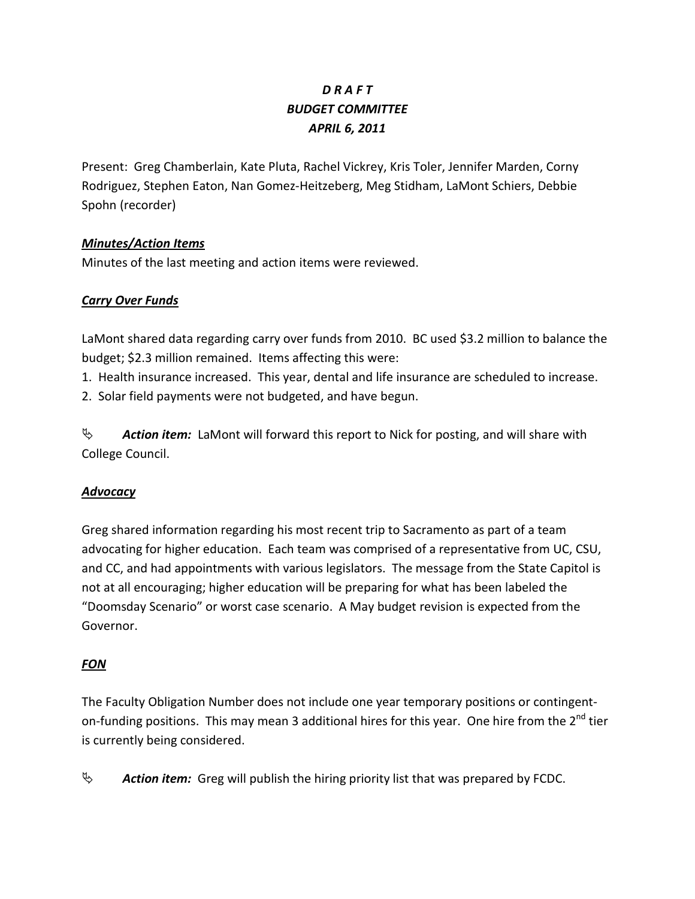# *D R A F T*
# *BUDGET COMMITTEE*
# *APRIL 6, 2011*

Present: Greg Chamberlain, Kate Pluta, Rachel Vickrey, Kris Toler, Jennifer Marden, Corny Rodriguez, Stephen Eaton, Nan Gomez-Heitzeberg, Meg Stidham, LaMont Schiers, Debbie Spohn (recorder)

***Minutes/Action Items***

Minutes of the last meeting and action items were reviewed.

***Carry Over Funds***

LaMont shared data regarding carry over funds from 2010. BC used $3.2 million to balance the budget; $2.3 million remained. Items affecting this were:

1. Health insurance increased. This year, dental and life insurance are scheduled to increase.
2. Solar field payments were not budgeted, and have begun.

➣ ***Action item:*** LaMont will forward this report to Nick for posting, and will share with College Council.

***Advocacy***

Greg shared information regarding his most recent trip to Sacramento as part of a team advocating for higher education. Each team was comprised of a representative from UC, CSU, and CC, and had appointments with various legislators. The message from the State Capitol is not at all encouraging; higher education will be preparing for what has been labeled the "Doomsday Scenario" or worst case scenario. A May budget revision is expected from the Governor.

***FON***

The Faculty Obligation Number does not include one year temporary positions or contingent-on-funding positions. This may mean 3 additional hires for this year. One hire from the 2nd tier is currently being considered.

➣ ***Action item:*** Greg will publish the hiring priority list that was prepared by FCDC.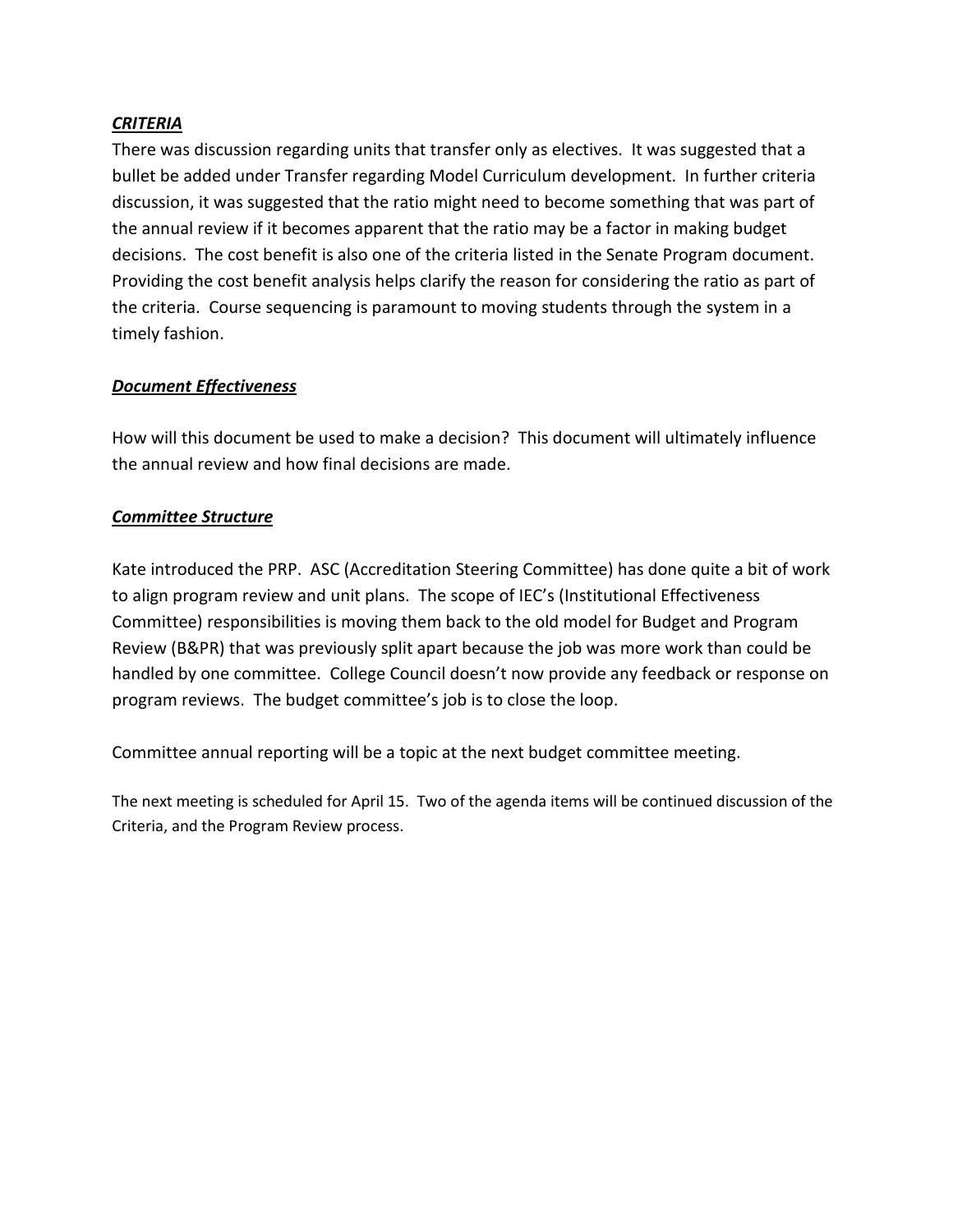***CRITERIA***

There was discussion regarding units that transfer only as electives. It was suggested that a bullet be added under Transfer regarding Model Curriculum development. In further criteria discussion, it was suggested that the ratio might need to become something that was part of the annual review if it becomes apparent that the ratio may be a factor in making budget decisions. The cost benefit is also one of the criteria listed in the Senate Program document. Providing the cost benefit analysis helps clarify the reason for considering the ratio as part of the criteria. Course sequencing is paramount to moving students through the system in a timely fashion.

***Document Effectiveness***

How will this document be used to make a decision? This document will ultimately influence the annual review and how final decisions are made.

***Committee Structure***

Kate introduced the PRP. ASC (Accreditation Steering Committee) has done quite a bit of work to align program review and unit plans. The scope of IEC's (Institutional Effectiveness Committee) responsibilities is moving them back to the old model for Budget and Program Review (B&PR) that was previously split apart because the job was more work than could be handled by one committee. College Council doesn't now provide any feedback or response on program reviews. The budget committee's job is to close the loop.

Committee annual reporting will be a topic at the next budget committee meeting.

The next meeting is scheduled for April 15. Two of the agenda items will be continued discussion of the Criteria, and the Program Review process.